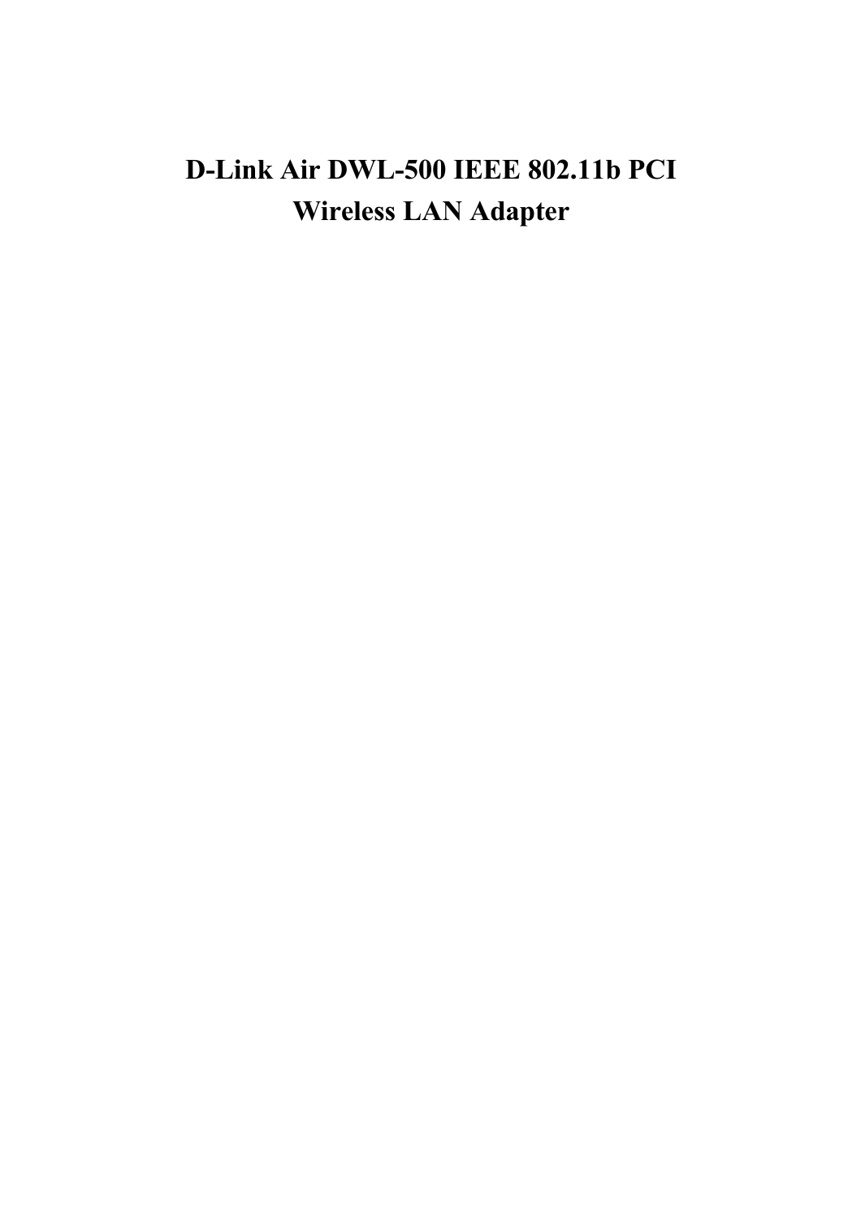# D-Link Air DWL-500 IEEE 802.11b PCI Wireless LAN Adapter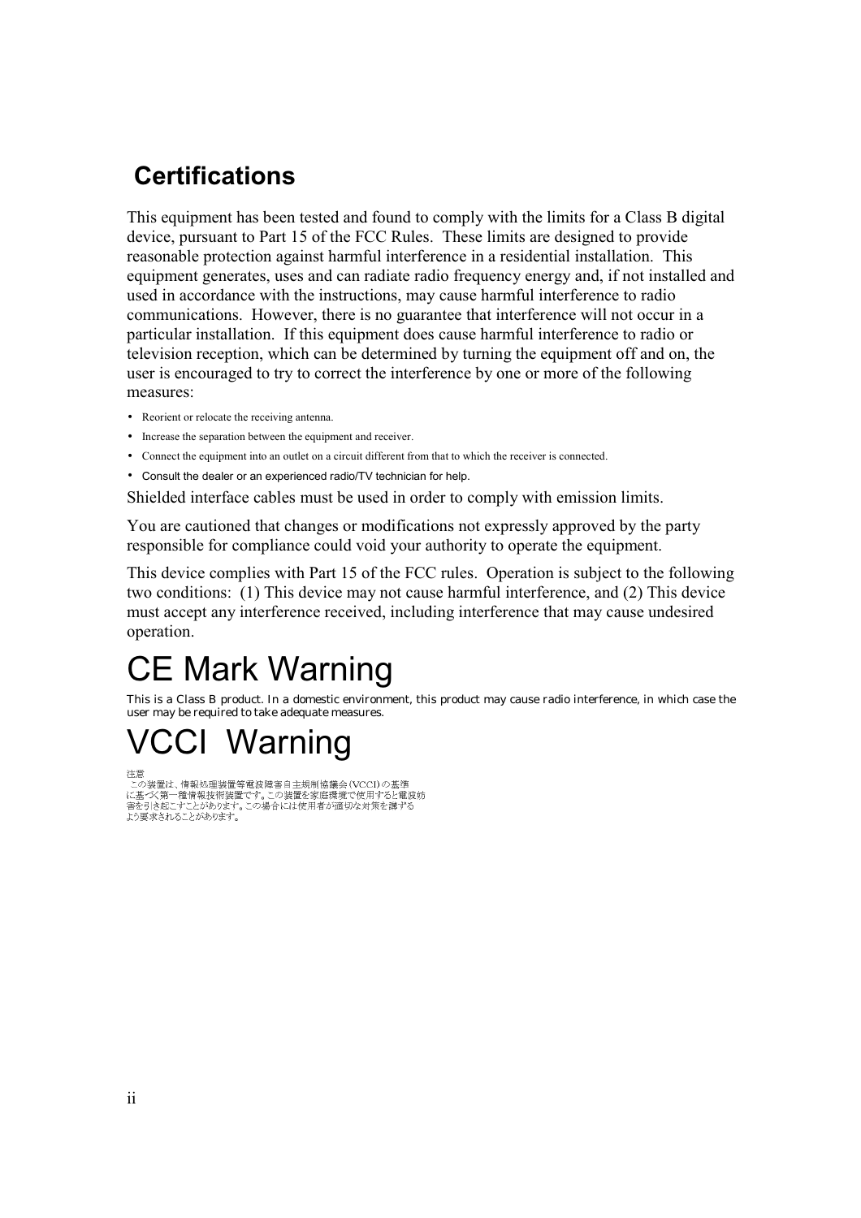## Certifications

This equipment has been tested and found to comply with the limits for a Class B digital device, pursuant to Part 15 of the FCC Rules. These limits are designed to provide reasonable protection against harmful interference in a residential installation. This equipment generates, uses and can radiate radio frequency energy and, if not installed and used in accordance with the instructions, may cause harmful interference to radio communications. However, there is no guarantee that interference will not occur in a particular installation. If this equipment does cause harmful interference to radio or television reception, which can be determined by turning the equipment off and on, the user is encouraged to try to correct the interference by one or more of the following measures:

- Reorient or relocate the receiving antenna.
- Increase the separation between the equipment and receiver.
- Connect the equipment into an outlet on a circuit different from that to which the receiver is connected.
- Consult the dealer or an experienced radio/TV technician for help.

Shielded interface cables must be used in order to comply with emission limits.

You are cautioned that changes or modifications not expressly approved by the party responsible for compliance could void your authority to operate the equipment.

This device complies with Part 15 of the FCC rules. Operation is subject to the following two conditions: (1) This device may not cause harmful interference, and (2) This device must accept any interference received, including interference that may cause undesired operation.

# CE Mark Warning

This is a Class B product. In a domestic environment, this product may cause radio interference, in which case the user may be required to take adequate measures.

# VCCI Warning

注意
　この装置は、情報処理装置等電波障害自主規制協議会（VCCI）の基準に基づく第一種情報技術装置です。この装置を家庭環境で使用すると電波妨害を引き起こすことがあります。この場合には使用者が適切な対策を講ずるよう要求されることがあります。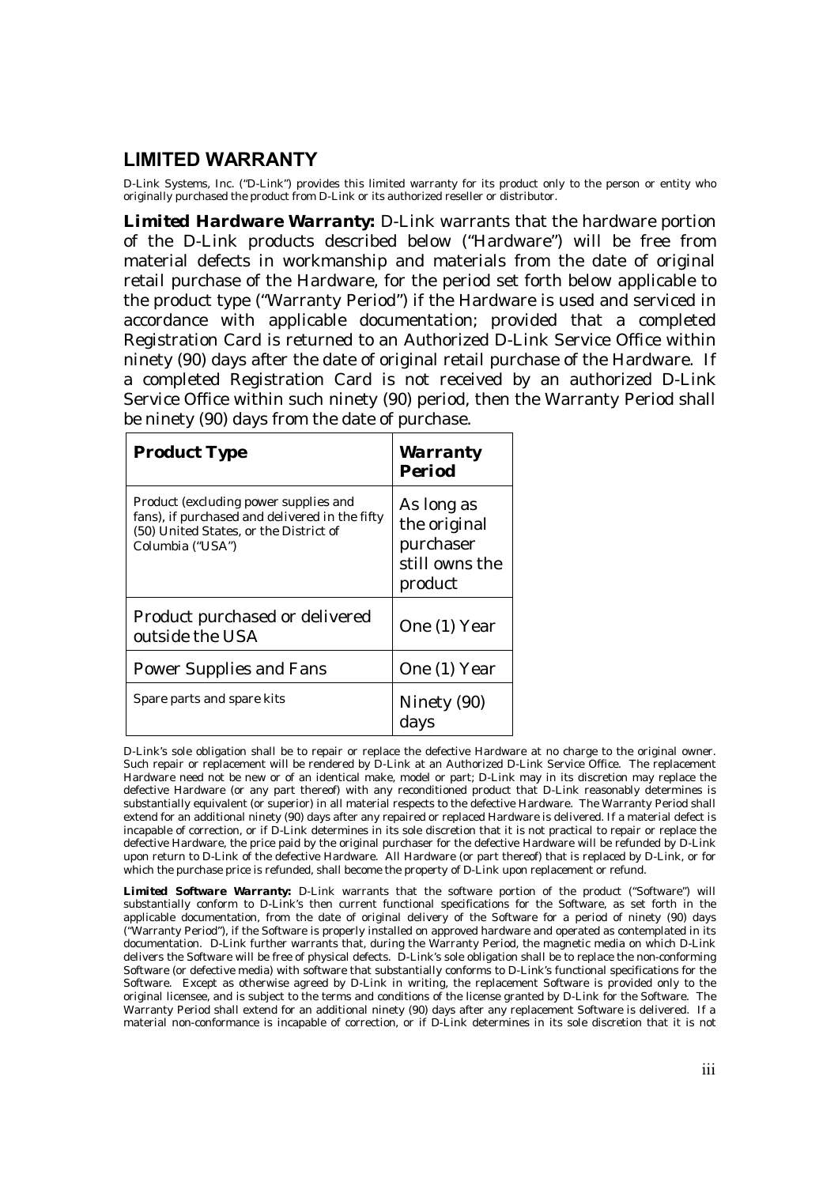## LIMITED WARRANTY

D-Link Systems, Inc. ("D-Link") provides this limited warranty for its product only to the person or entity who originally purchased the product from D-Link or its authorized reseller or distributor.

***Limited Hardware Warranty:*** D-Link warrants that the hardware portion of the D-Link products described below ("Hardware") will be free from material defects in workmanship and materials from the date of original retail purchase of the Hardware, for the period set forth below applicable to the product type ("Warranty Period") if the Hardware is used and serviced in accordance with applicable documentation; provided that a completed Registration Card is returned to an Authorized D-Link Service Office within ninety (90) days after the date of original retail purchase of the Hardware. If a completed Registration Card is not received by an authorized D-Link Service Office within such ninety (90) period, then the Warranty Period shall be ninety (90) days from the date of purchase.

| ***Product Type*** | ***Warranty Period*** |
|---|---|
| Product (excluding power supplies and fans), if purchased and delivered in the fifty (50) United States, or the District of Columbia ("USA") | As long as the original purchaser still owns the product |
| Product purchased or delivered outside the USA | One (1) Year |
| Power Supplies and Fans | One (1) Year |
| Spare parts and spare kits | Ninety (90) days |

D-Link's sole obligation shall be to repair or replace the defective Hardware at no charge to the original owner. Such repair or replacement will be rendered by D-Link at an Authorized D-Link Service Office. The replacement Hardware need not be new or of an identical make, model or part; D-Link may in its discretion may replace the defective Hardware (or any part thereof) with any reconditioned product that D-Link reasonably determines is substantially equivalent (or superior) in all material respects to the defective Hardware. The Warranty Period shall extend for an additional ninety (90) days after any repaired or replaced Hardware is delivered. If a material defect is incapable of correction, or if D-Link determines in its sole discretion that it is not practical to repair or replace the defective Hardware, the price paid by the original purchaser for the defective Hardware will be refunded by D-Link upon return to D-Link of the defective Hardware. All Hardware (or part thereof) that is replaced by D-Link, or for which the purchase price is refunded, shall become the property of D-Link upon replacement or refund.

***Limited Software Warranty:*** D-Link warrants that the software portion of the product ("Software") will substantially conform to D-Link's then current functional specifications for the Software, as set forth in the applicable documentation, from the date of original delivery of the Software for a period of ninety (90) days ("Warranty Period"), if the Software is properly installed on approved hardware and operated as contemplated in its documentation. D-Link further warrants that, during the Warranty Period, the magnetic media on which D-Link delivers the Software will be free of physical defects. D-Link's sole obligation shall be to replace the non-conforming Software (or defective media) with software that substantially conforms to D-Link's functional specifications for the Software. Except as otherwise agreed by D-Link in writing, the replacement Software is provided only to the original licensee, and is subject to the terms and conditions of the license granted by D-Link for the Software. The Warranty Period shall extend for an additional ninety (90) days after any replacement Software is delivered. If a material non-conformance is incapable of correction, or if D-Link determines in its sole discretion that it is not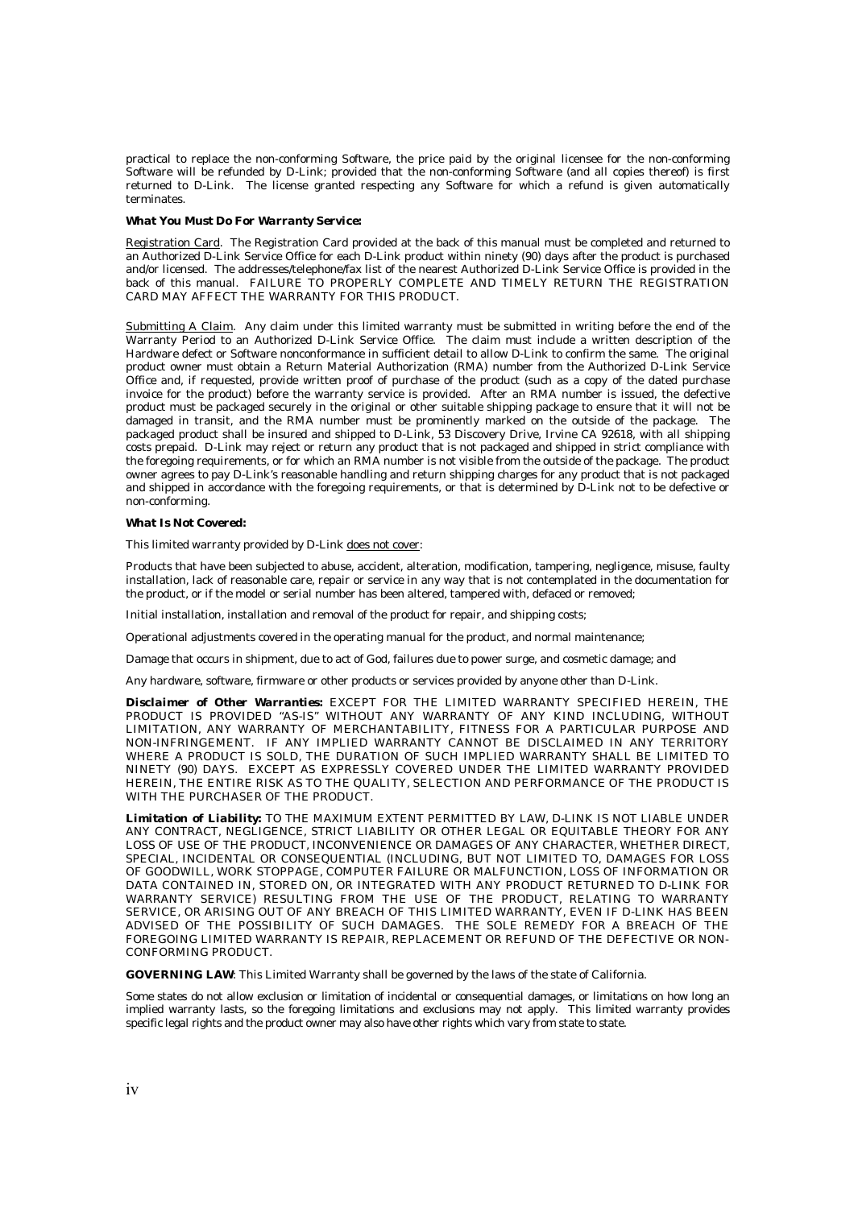practical to replace the non-conforming Software, the price paid by the original licensee for the non-conforming Software will be refunded by D-Link; provided that the non-conforming Software (and all copies thereof) is first returned to D-Link. The license granted respecting any Software for which a refund is given automatically terminates.

***What You Must Do For Warranty Service:***

Registration Card. The Registration Card provided at the back of this manual must be completed and returned to an Authorized D-Link Service Office for each D-Link product within ninety (90) days after the product is purchased and/or licensed. The addresses/telephone/fax list of the nearest Authorized D-Link Service Office is provided in the back of this manual. FAILURE TO PROPERLY COMPLETE AND TIMELY RETURN THE REGISTRATION CARD MAY AFFECT THE WARRANTY FOR THIS PRODUCT.

Submitting A Claim. Any claim under this limited warranty must be submitted in writing before the end of the Warranty Period to an Authorized D-Link Service Office. The claim must include a written description of the Hardware defect or Software nonconformance in sufficient detail to allow D-Link to confirm the same. The original product owner must obtain a Return Material Authorization (RMA) number from the Authorized D-Link Service Office and, if requested, provide written proof of purchase of the product (such as a copy of the dated purchase invoice for the product) before the warranty service is provided. After an RMA number is issued, the defective product must be packaged securely in the original or other suitable shipping package to ensure that it will not be damaged in transit, and the RMA number must be prominently marked on the outside of the package. The packaged product shall be insured and shipped to D-Link, 53 Discovery Drive, Irvine CA 92618, with all shipping costs prepaid. D-Link may reject or return any product that is not packaged and shipped in strict compliance with the foregoing requirements, or for which an RMA number is not visible from the outside of the package. The product owner agrees to pay D-Link's reasonable handling and return shipping charges for any product that is not packaged and shipped in accordance with the foregoing requirements, or that is determined by D-Link not to be defective or non-conforming.

***What Is Not Covered:***

This limited warranty provided by D-Link does not cover:

Products that have been subjected to abuse, accident, alteration, modification, tampering, negligence, misuse, faulty installation, lack of reasonable care, repair or service in any way that is not contemplated in the documentation for the product, or if the model or serial number has been altered, tampered with, defaced or removed;

Initial installation, installation and removal of the product for repair, and shipping costs;

Operational adjustments covered in the operating manual for the product, and normal maintenance;

Damage that occurs in shipment, due to act of God, failures due to power surge, and cosmetic damage; and

Any hardware, software, firmware or other products or services provided by anyone other than D-Link.

***Disclaimer of Other Warranties:*** EXCEPT FOR THE LIMITED WARRANTY SPECIFIED HEREIN, THE PRODUCT IS PROVIDED "AS-IS" WITHOUT ANY WARRANTY OF ANY KIND INCLUDING, WITHOUT LIMITATION, ANY WARRANTY OF MERCHANTABILITY, FITNESS FOR A PARTICULAR PURPOSE AND NON-INFRINGEMENT. IF ANY IMPLIED WARRANTY CANNOT BE DISCLAIMED IN ANY TERRITORY WHERE A PRODUCT IS SOLD, THE DURATION OF SUCH IMPLIED WARRANTY SHALL BE LIMITED TO NINETY (90) DAYS. EXCEPT AS EXPRESSLY COVERED UNDER THE LIMITED WARRANTY PROVIDED HEREIN, THE ENTIRE RISK AS TO THE QUALITY, SELECTION AND PERFORMANCE OF THE PRODUCT IS WITH THE PURCHASER OF THE PRODUCT.

***Limitation of Liability:*** TO THE MAXIMUM EXTENT PERMITTED BY LAW, D-LINK IS NOT LIABLE UNDER ANY CONTRACT, NEGLIGENCE, STRICT LIABILITY OR OTHER LEGAL OR EQUITABLE THEORY FOR ANY LOSS OF USE OF THE PRODUCT, INCONVENIENCE OR DAMAGES OF ANY CHARACTER, WHETHER DIRECT, SPECIAL, INCIDENTAL OR CONSEQUENTIAL (INCLUDING, BUT NOT LIMITED TO, DAMAGES FOR LOSS OF GOODWILL, WORK STOPPAGE, COMPUTER FAILURE OR MALFUNCTION, LOSS OF INFORMATION OR DATA CONTAINED IN, STORED ON, OR INTEGRATED WITH ANY PRODUCT RETURNED TO D-LINK FOR WARRANTY SERVICE) RESULTING FROM THE USE OF THE PRODUCT, RELATING TO WARRANTY SERVICE, OR ARISING OUT OF ANY BREACH OF THIS LIMITED WARRANTY, EVEN IF D-LINK HAS BEEN ADVISED OF THE POSSIBILITY OF SUCH DAMAGES. THE SOLE REMEDY FOR A BREACH OF THE FOREGOING LIMITED WARRANTY IS REPAIR, REPLACEMENT OR REFUND OF THE DEFECTIVE OR NON-CONFORMING PRODUCT.

**GOVERNING LAW**: This Limited Warranty shall be governed by the laws of the state of California.

Some states do not allow exclusion or limitation of incidental or consequential damages, or limitations on how long an implied warranty lasts, so the foregoing limitations and exclusions may not apply. This limited warranty provides specific legal rights and the product owner may also have other rights which vary from state to state.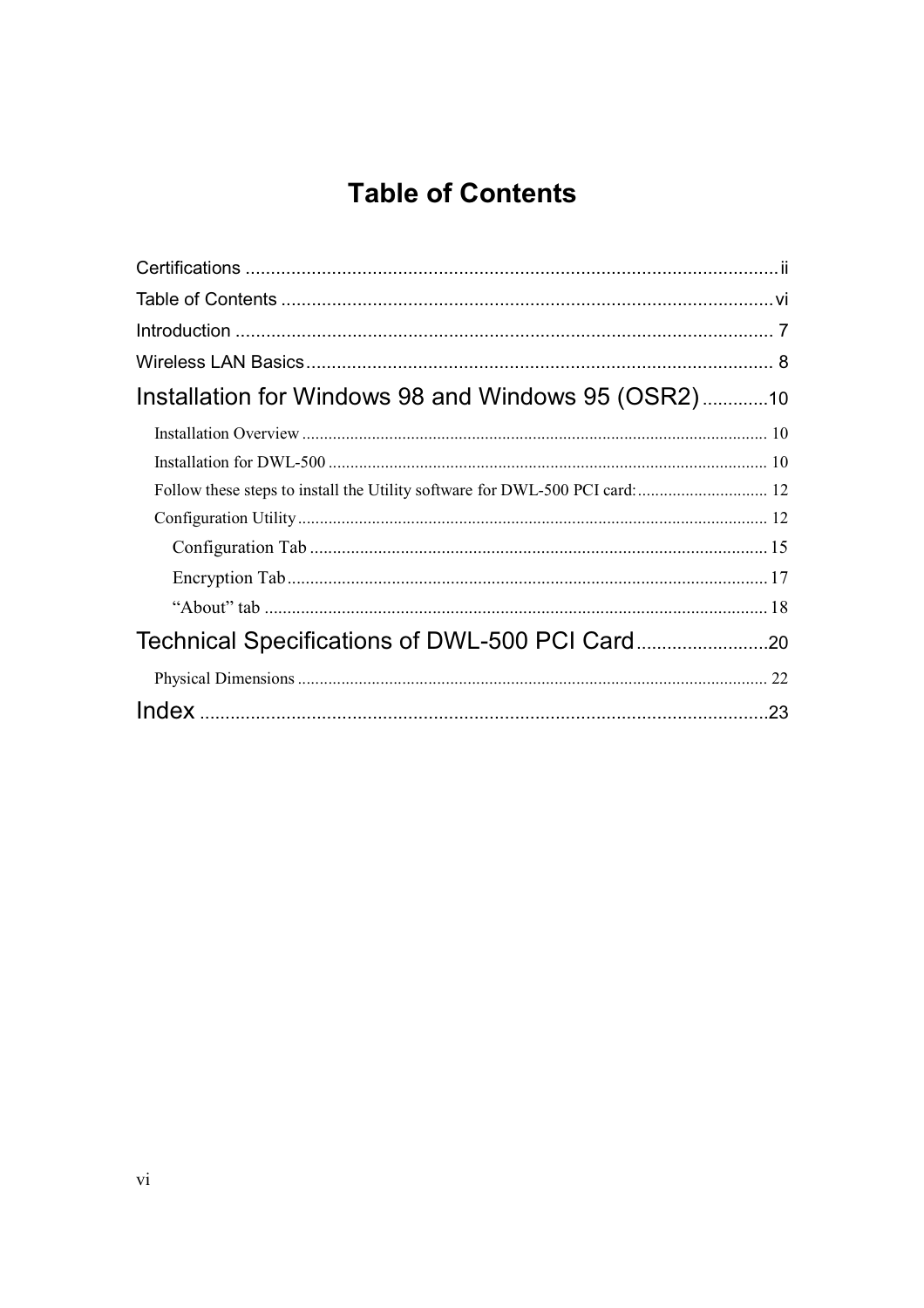# Table of Contents

Certifications .......................................................................................................... ii

Table of Contents .................................................................................................. vi

Introduction ........................................................................................................... 7

Wireless LAN Basics .............................................................................................. 8

**Installation for Windows 98 and Windows 95 (OSR2)** ............. 10

- Installation Overview .......................................................................................... 10
- Installation for DWL-500 ..................................................................................... 10
- Follow these steps to install the Utility software for DWL-500 PCI card: .............................. 12
- Configuration Utility ............................................................................................ 12
  - Configuration Tab ........................................................................................ 15
  - Encryption Tab ............................................................................................ 17
  - “About” tab ................................................................................................. 18

**Technical Specifications of DWL-500 PCI Card** .......................... 20

- Physical Dimensions ........................................................................................... 22

**Index** ................................................................................................................ 23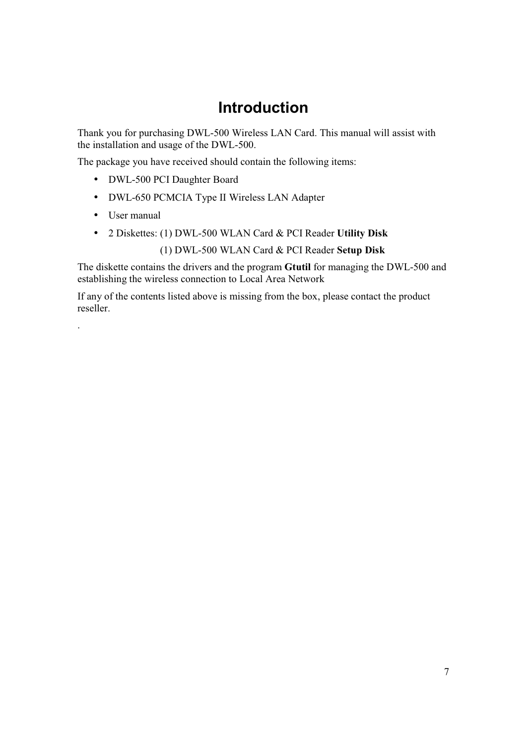# Introduction

Thank you for purchasing DWL-500 Wireless LAN Card. This manual will assist with the installation and usage of the DWL-500.

The package you have received should contain the following items:

- DWL-500 PCI Daughter Board
- DWL-650 PCMCIA Type II Wireless LAN Adapter
- User manual
- 2 Diskettes: (1) DWL-500 WLAN Card & PCI Reader **Utility Disk**
  (1) DWL-500 WLAN Card & PCI Reader **Setup Disk**

The diskette contains the drivers and the program **Gtutil** for managing the DWL-500 and establishing the wireless connection to Local Area Network

If any of the contents listed above is missing from the box, please contact the product reseller.

.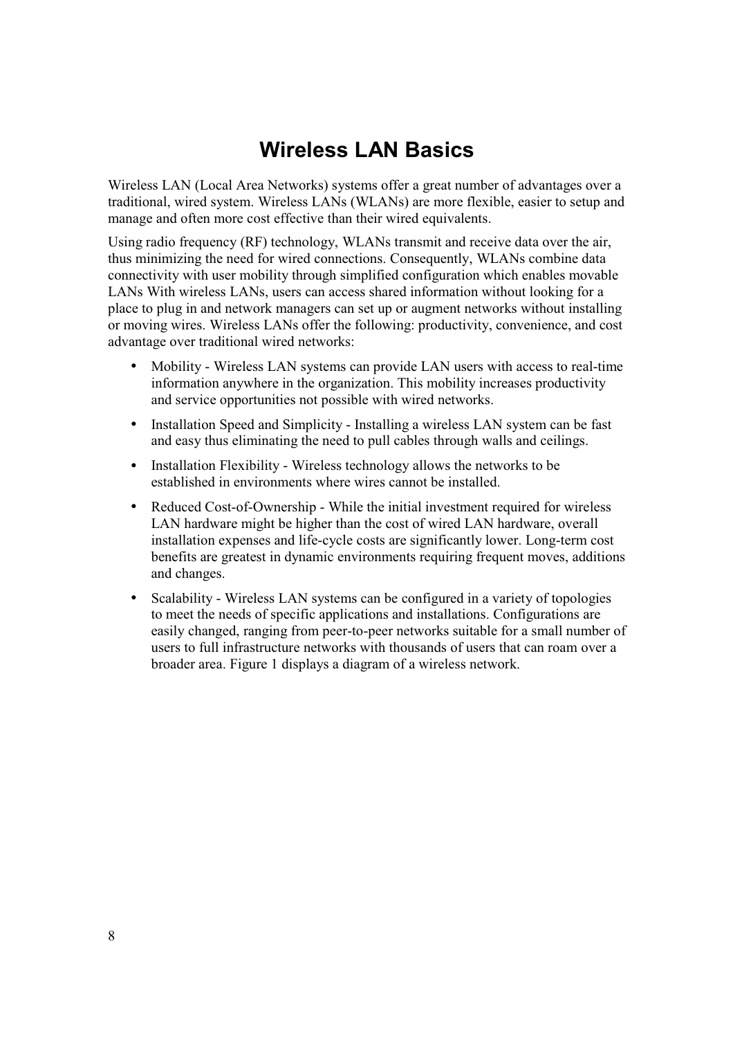# Wireless LAN Basics

Wireless LAN (Local Area Networks) systems offer a great number of advantages over a traditional, wired system. Wireless LANs (WLANs) are more flexible, easier to setup and manage and often more cost effective than their wired equivalents.

Using radio frequency (RF) technology, WLANs transmit and receive data over the air, thus minimizing the need for wired connections. Consequently, WLANs combine data connectivity with user mobility through simplified configuration which enables movable LANs With wireless LANs, users can access shared information without looking for a place to plug in and network managers can set up or augment networks without installing or moving wires. Wireless LANs offer the following: productivity, convenience, and cost advantage over traditional wired networks:

- Mobility - Wireless LAN systems can provide LAN users with access to real-time information anywhere in the organization. This mobility increases productivity and service opportunities not possible with wired networks.
- Installation Speed and Simplicity - Installing a wireless LAN system can be fast and easy thus eliminating the need to pull cables through walls and ceilings.
- Installation Flexibility - Wireless technology allows the networks to be established in environments where wires cannot be installed.
- Reduced Cost-of-Ownership - While the initial investment required for wireless LAN hardware might be higher than the cost of wired LAN hardware, overall installation expenses and life-cycle costs are significantly lower. Long-term cost benefits are greatest in dynamic environments requiring frequent moves, additions and changes.
- Scalability - Wireless LAN systems can be configured in a variety of topologies to meet the needs of specific applications and installations. Configurations are easily changed, ranging from peer-to-peer networks suitable for a small number of users to full infrastructure networks with thousands of users that can roam over a broader area. Figure 1 displays a diagram of a wireless network.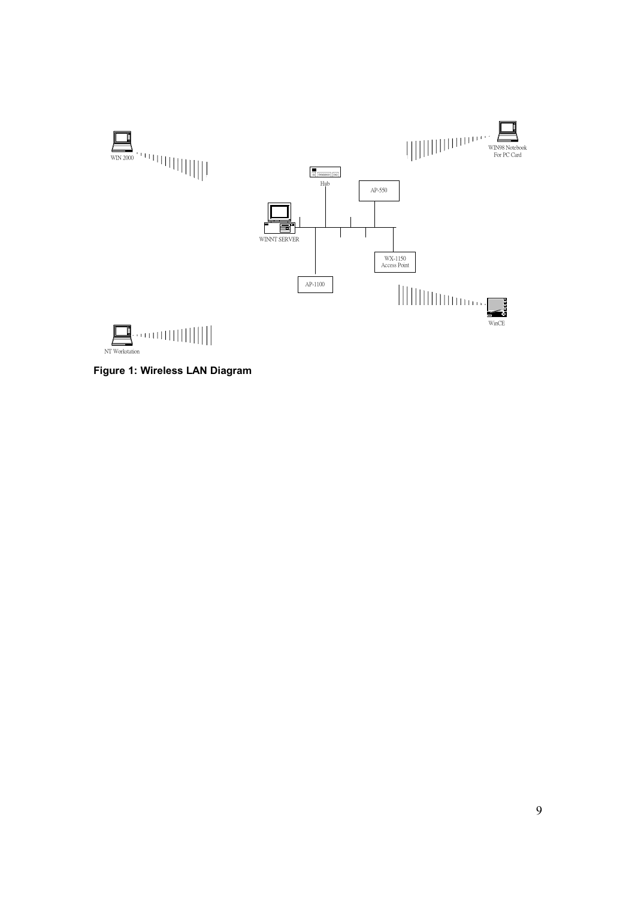**Figure 1: Wireless LAN Diagram**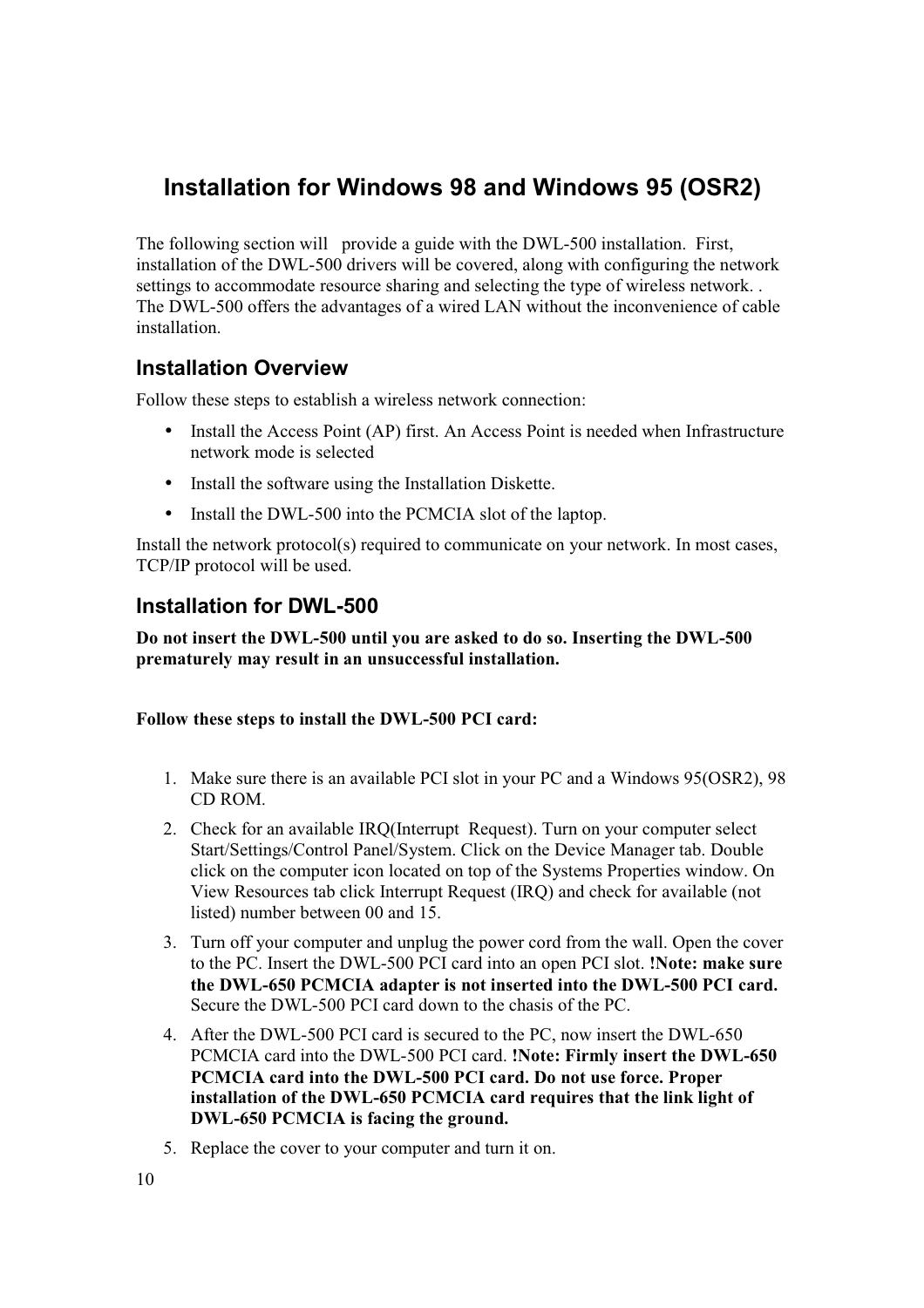# Installation for Windows 98 and Windows 95 (OSR2)

The following section will provide a guide with the DWL-500 installation. First, installation of the DWL-500 drivers will be covered, along with configuring the network settings to accommodate resource sharing and selecting the type of wireless network. . The DWL-500 offers the advantages of a wired LAN without the inconvenience of cable installation.

## Installation Overview

Follow these steps to establish a wireless network connection:

- Install the Access Point (AP) first. An Access Point is needed when Infrastructure network mode is selected
- Install the software using the Installation Diskette.
- Install the DWL-500 into the PCMCIA slot of the laptop.

Install the network protocol(s) required to communicate on your network. In most cases, TCP/IP protocol will be used.

## Installation for DWL-500

**Do not insert the DWL-500 until you are asked to do so. Inserting the DWL-500 prematurely may result in an unsuccessful installation.**

**Follow these steps to install the DWL-500 PCI card:**

1. Make sure there is an available PCI slot in your PC and a Windows 95(OSR2), 98 CD ROM.
2. Check for an available IRQ(Interrupt Request). Turn on your computer select Start/Settings/Control Panel/System. Click on the Device Manager tab. Double click on the computer icon located on top of the Systems Properties window. On View Resources tab click Interrupt Request (IRQ) and check for available (not listed) number between 00 and 15.
3. Turn off your computer and unplug the power cord from the wall. Open the cover to the PC. Insert the DWL-500 PCI card into an open PCI slot. **!Note: make sure the DWL-650 PCMCIA adapter is not inserted into the DWL-500 PCI card.** Secure the DWL-500 PCI card down to the chasis of the PC.
4. After the DWL-500 PCI card is secured to the PC, now insert the DWL-650 PCMCIA card into the DWL-500 PCI card. **!Note: Firmly insert the DWL-650 PCMCIA card into the DWL-500 PCI card. Do not use force. Proper installation of the DWL-650 PCMCIA card requires that the link light of DWL-650 PCMCIA is facing the ground.**
5. Replace the cover to your computer and turn it on.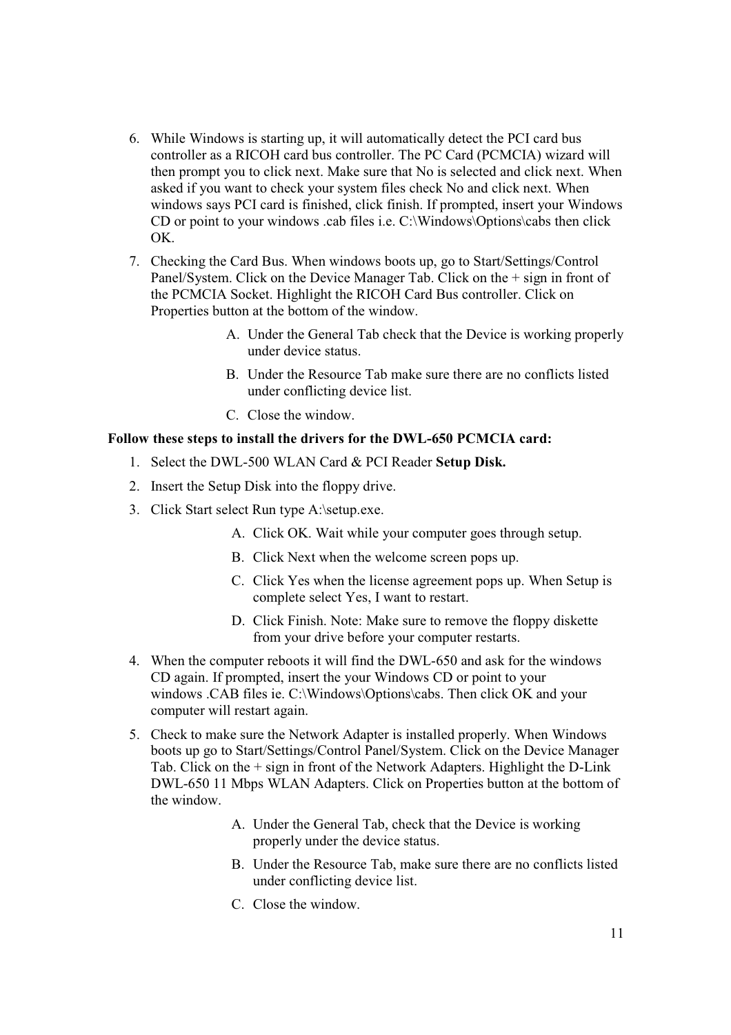6. While Windows is starting up, it will automatically detect the PCI card bus controller as a RICOH card bus controller. The PC Card (PCMCIA) wizard will then prompt you to click next. Make sure that No is selected and click next. When asked if you want to check your system files check No and click next. When windows says PCI card is finished, click finish. If prompted, insert your Windows CD or point to your windows .cab files i.e. C:\Windows\Options\cabs then click OK.
7. Checking the Card Bus. When windows boots up, go to Start/Settings/Control Panel/System. Click on the Device Manager Tab. Click on the + sign in front of the PCMCIA Socket. Highlight the RICOH Card Bus controller. Click on Properties button at the bottom of the window.
   A. Under the General Tab check that the Device is working properly under device status.
   B. Under the Resource Tab make sure there are no conflicts listed under conflicting device list.
   C. Close the window.

**Follow these steps to install the drivers for the DWL-650 PCMCIA card:**

1. Select the DWL-500 WLAN Card & PCI Reader **Setup Disk.**
2. Insert the Setup Disk into the floppy drive.
3. Click Start select Run type A:\setup.exe.
   A. Click OK. Wait while your computer goes through setup.
   B. Click Next when the welcome screen pops up.
   C. Click Yes when the license agreement pops up. When Setup is complete select Yes, I want to restart.
   D. Click Finish. Note: Make sure to remove the floppy diskette from your drive before your computer restarts.
4. When the computer reboots it will find the DWL-650 and ask for the windows CD again. If prompted, insert the your Windows CD or point to your windows .CAB files ie. C:\Windows\Options\cabs. Then click OK and your computer will restart again.
5. Check to make sure the Network Adapter is installed properly. When Windows boots up go to Start/Settings/Control Panel/System. Click on the Device Manager Tab. Click on the + sign in front of the Network Adapters. Highlight the D-Link DWL-650 11 Mbps WLAN Adapters. Click on Properties button at the bottom of the window.
   A. Under the General Tab, check that the Device is working properly under the device status.
   B. Under the Resource Tab, make sure there are no conflicts listed under conflicting device list.
   C. Close the window.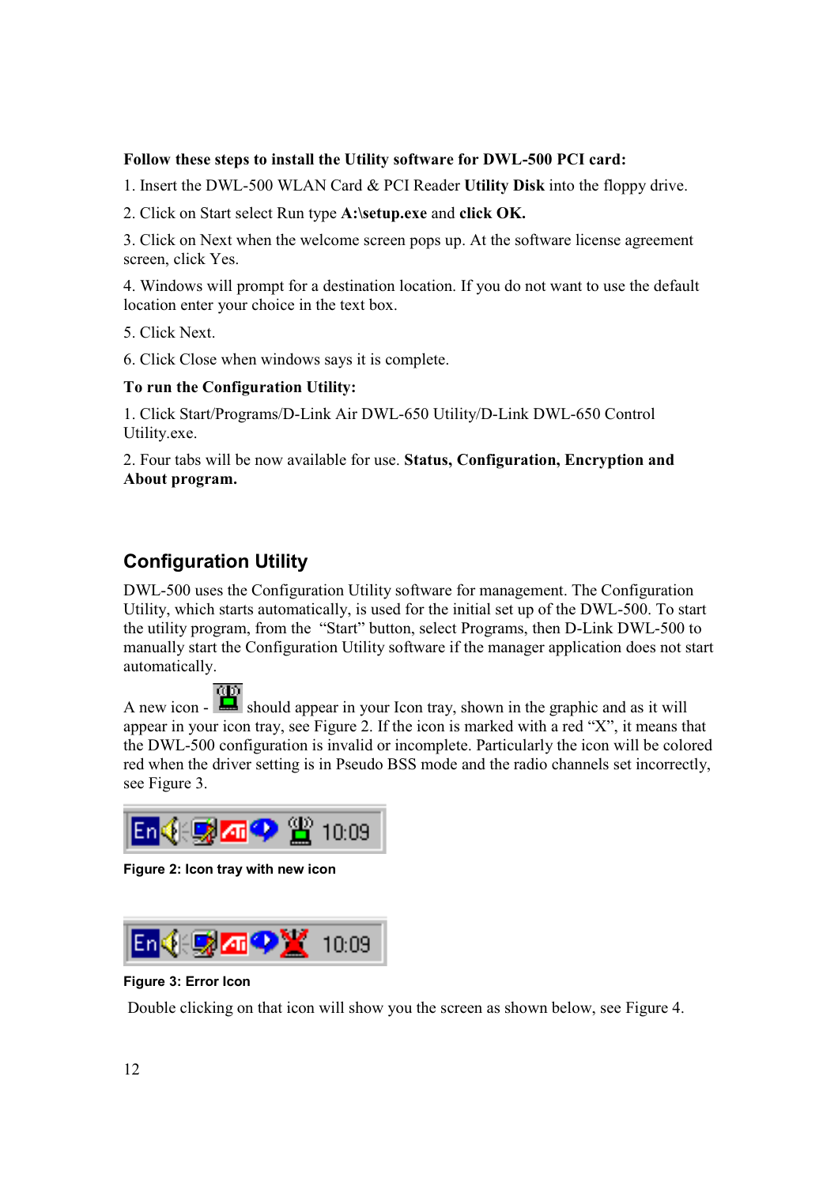**Follow these steps to install the Utility software for DWL-500 PCI card:**

1. Insert the DWL-500 WLAN Card & PCI Reader **Utility Disk** into the floppy drive.

2. Click on Start select Run type **A:\setup.exe** and **click OK.**

3. Click on Next when the welcome screen pops up. At the software license agreement screen, click Yes.

4. Windows will prompt for a destination location. If you do not want to use the default location enter your choice in the text box.

5. Click Next.

6. Click Close when windows says it is complete.

**To run the Configuration Utility:**

1. Click Start/Programs/D-Link Air DWL-650 Utility/D-Link DWL-650 Control Utility.exe.

2. Four tabs will be now available for use. **Status, Configuration, Encryption and About program.**

## Configuration Utility

DWL-500 uses the Configuration Utility software for management. The Configuration Utility, which starts automatically, is used for the initial set up of the DWL-500. To start the utility program, from the "Start" button, select Programs, then D-Link DWL-500 to manually start the Configuration Utility software if the manager application does not start automatically.

A new icon - should appear in your Icon tray, shown in the graphic and as it will appear in your icon tray, see Figure 2. If the icon is marked with a red "X", it means that the DWL-500 configuration is invalid or incomplete. Particularly the icon will be colored red when the driver setting is in Pseudo BSS mode and the radio channels set incorrectly, see Figure 3.

**Figure 2: Icon tray with new icon**

**Figure 3: Error Icon**

Double clicking on that icon will show you the screen as shown below, see Figure 4.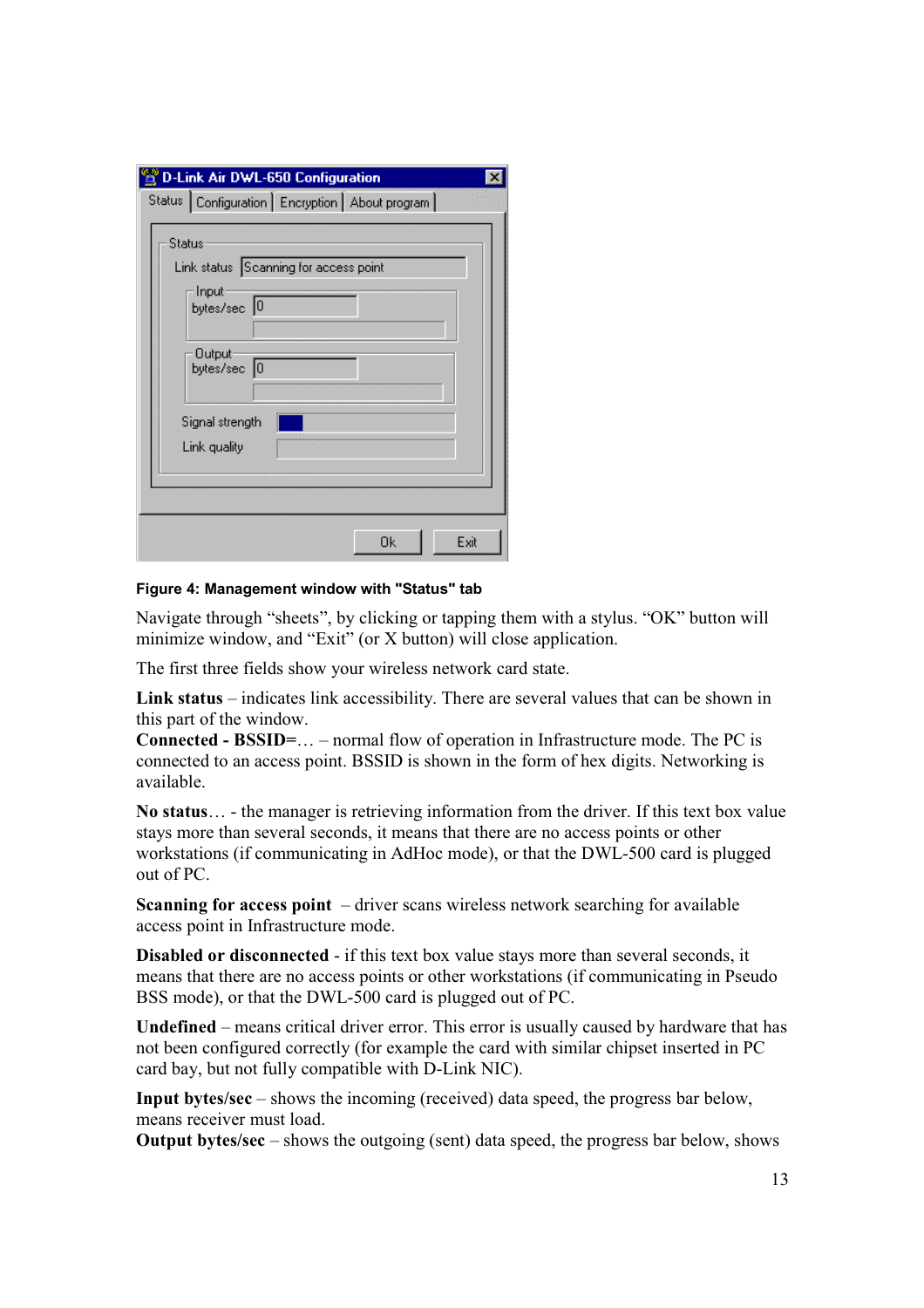**Figure 4: Management window with "Status" tab**

Navigate through "sheets", by clicking or tapping them with a stylus. "OK" button will minimize window, and "Exit" (or X button) will close application.

The first three fields show your wireless network card state.

**Link status** – indicates link accessibility. There are several values that can be shown in this part of the window.
**Connected - BSSID=**… – normal flow of operation in Infrastructure mode. The PC is connected to an access point. BSSID is shown in the form of hex digits. Networking is available.

**No status**… - the manager is retrieving information from the driver. If this text box value stays more than several seconds, it means that there are no access points or other workstations (if communicating in AdHoc mode), or that the DWL-500 card is plugged out of PC.

**Scanning for access point** – driver scans wireless network searching for available access point in Infrastructure mode.

**Disabled or disconnected** - if this text box value stays more than several seconds, it means that there are no access points or other workstations (if communicating in Pseudo BSS mode), or that the DWL-500 card is plugged out of PC.

**Undefined** – means critical driver error. This error is usually caused by hardware that has not been configured correctly (for example the card with similar chipset inserted in PC card bay, but not fully compatible with D-Link NIC).

**Input bytes/sec** – shows the incoming (received) data speed, the progress bar below, means receiver must load.
**Output bytes/sec** – shows the outgoing (sent) data speed, the progress bar below, shows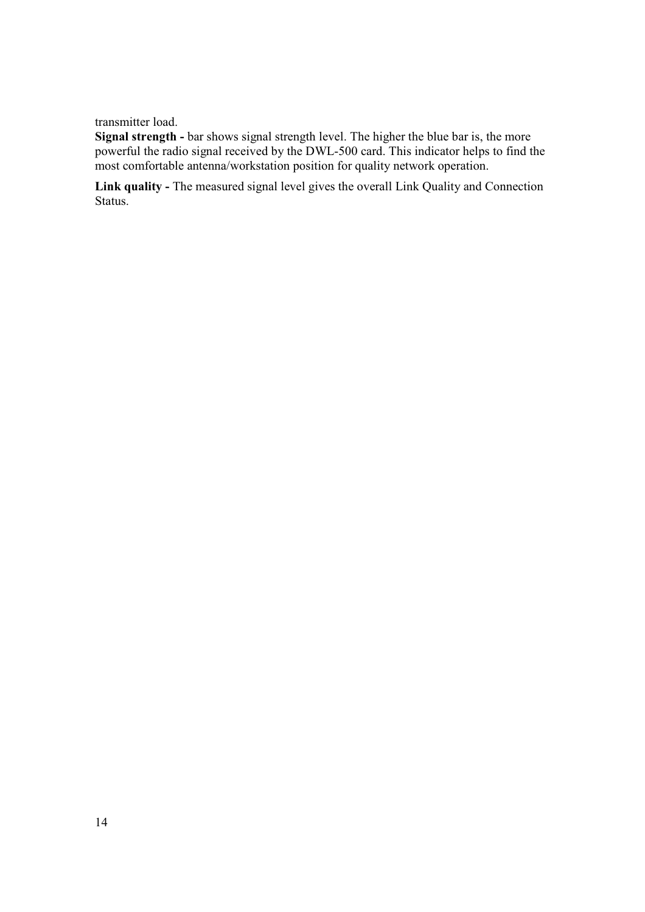transmitter load.

**Signal strength -** bar shows signal strength level. The higher the blue bar is, the more powerful the radio signal received by the DWL-500 card. This indicator helps to find the most comfortable antenna/workstation position for quality network operation.

**Link quality -** The measured signal level gives the overall Link Quality and Connection Status.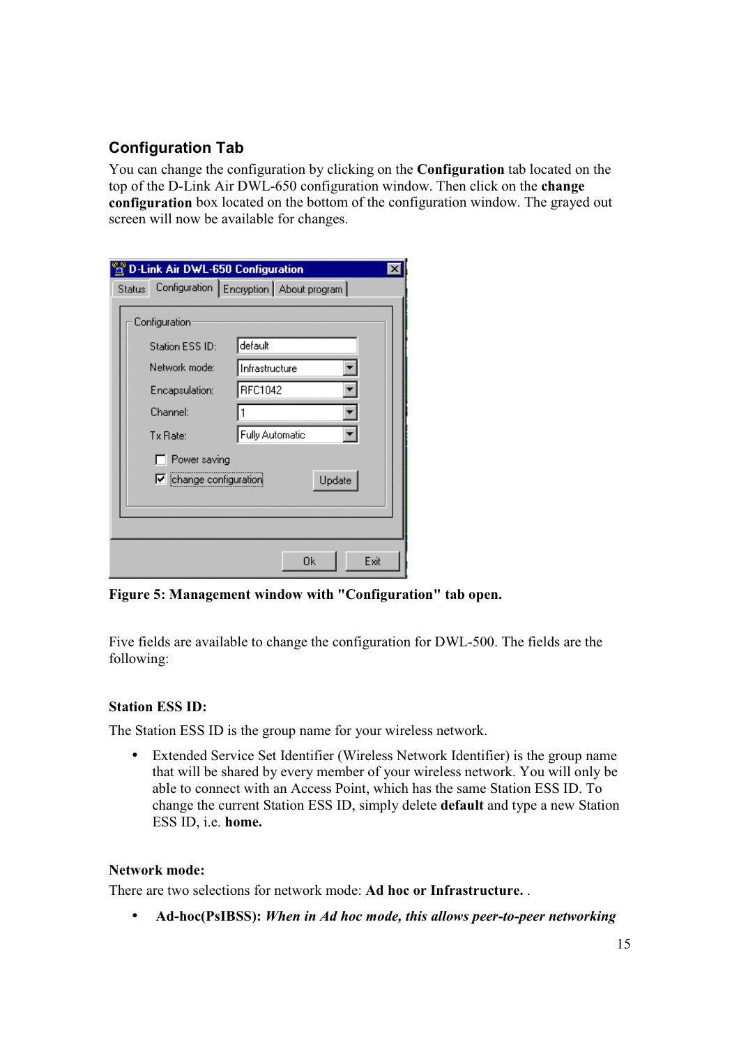## Configuration Tab

You can change the configuration by clicking on the **Configuration** tab located on the top of the D-Link Air DWL-650 configuration window. Then click on the **change configuration** box located on the bottom of the configuration window. The grayed out screen will now be available for changes.

**Figure 5: Management window with "Configuration" tab open.**

Five fields are available to change the configuration for DWL-500. The fields are the following:

**Station ESS ID:**

The Station ESS ID is the group name for your wireless network.

- Extended Service Set Identifier (Wireless Network Identifier) is the group name that will be shared by every member of your wireless network. You will only be able to connect with an Access Point, which has the same Station ESS ID. To change the current Station ESS ID, simply delete **default** and type a new Station ESS ID, i.e. **home.**

**Network mode:**

There are two selections for network mode: **Ad hoc or Infrastructure.** .

- **Ad-hoc(PsIBSS):** ***When in Ad hoc mode, this allows peer-to-peer networking***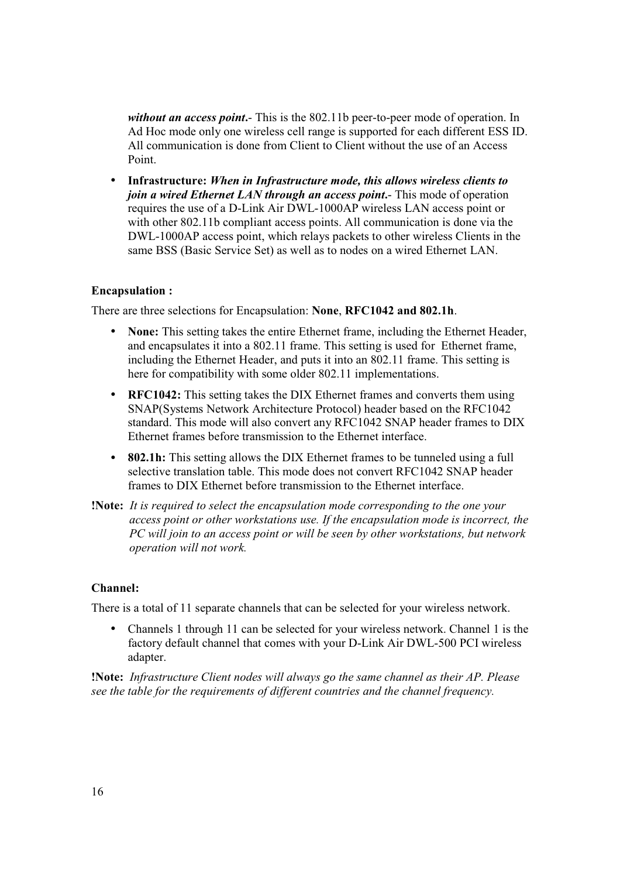*without an access point*.- This is the 802.11b peer-to-peer mode of operation. In Ad Hoc mode only one wireless cell range is supported for each different ESS ID. All communication is done from Client to Client without the use of an Access Point.

- **Infrastructure:** ***When in Infrastructure mode, this allows wireless clients to join a wired Ethernet LAN through an access point*.**- This mode of operation requires the use of a D-Link Air DWL-1000AP wireless LAN access point or with other 802.11b compliant access points. All communication is done via the DWL-1000AP access point, which relays packets to other wireless Clients in the same BSS (Basic Service Set) as well as to nodes on a wired Ethernet LAN.

**Encapsulation :**

There are three selections for Encapsulation: **None**, **RFC1042 and 802.1h**.

- **None:** This setting takes the entire Ethernet frame, including the Ethernet Header, and encapsulates it into a 802.11 frame. This setting is used for Ethernet frame, including the Ethernet Header, and puts it into an 802.11 frame. This setting is here for compatibility with some older 802.11 implementations.
- **RFC1042:** This setting takes the DIX Ethernet frames and converts them using SNAP(Systems Network Architecture Protocol) header based on the RFC1042 standard. This mode will also convert any RFC1042 SNAP header frames to DIX Ethernet frames before transmission to the Ethernet interface.
- **802.1h:** This setting allows the DIX Ethernet frames to be tunneled using a full selective translation table. This mode does not convert RFC1042 SNAP header frames to DIX Ethernet before transmission to the Ethernet interface.

**!Note:** *It is required to select the encapsulation mode corresponding to the one your access point or other workstations use. If the encapsulation mode is incorrect, the PC will join to an access point or will be seen by other workstations, but network operation will not work.*

**Channel:**

There is a total of 11 separate channels that can be selected for your wireless network.

- Channels 1 through 11 can be selected for your wireless network. Channel 1 is the factory default channel that comes with your D-Link Air DWL-500 PCI wireless adapter.

**!Note:** *Infrastructure Client nodes will always go the same channel as their AP. Please see the table for the requirements of different countries and the channel frequency.*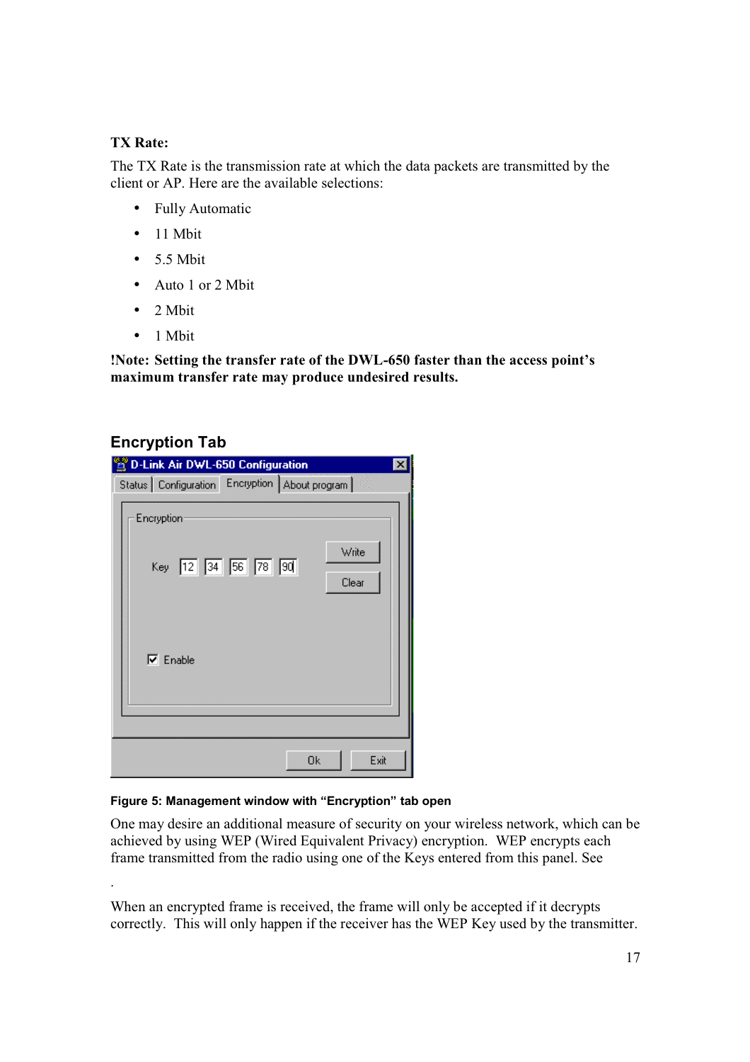**TX Rate:**

The TX Rate is the transmission rate at which the data packets are transmitted by the client or AP. Here are the available selections:

- Fully Automatic
- 11 Mbit
- 5.5 Mbit
- Auto 1 or 2 Mbit
- 2 Mbit
- 1 Mbit

**!Note: Setting the transfer rate of the DWL-650 faster than the access point's maximum transfer rate may produce undesired results.**

## Encryption Tab

**Figure 5: Management window with "Encryption" tab open**

One may desire an additional measure of security on your wireless network, which can be achieved by using WEP (Wired Equivalent Privacy) encryption. WEP encrypts each frame transmitted from the radio using one of the Keys entered from this panel. See

.

When an encrypted frame is received, the frame will only be accepted if it decrypts correctly. This will only happen if the receiver has the WEP Key used by the transmitter.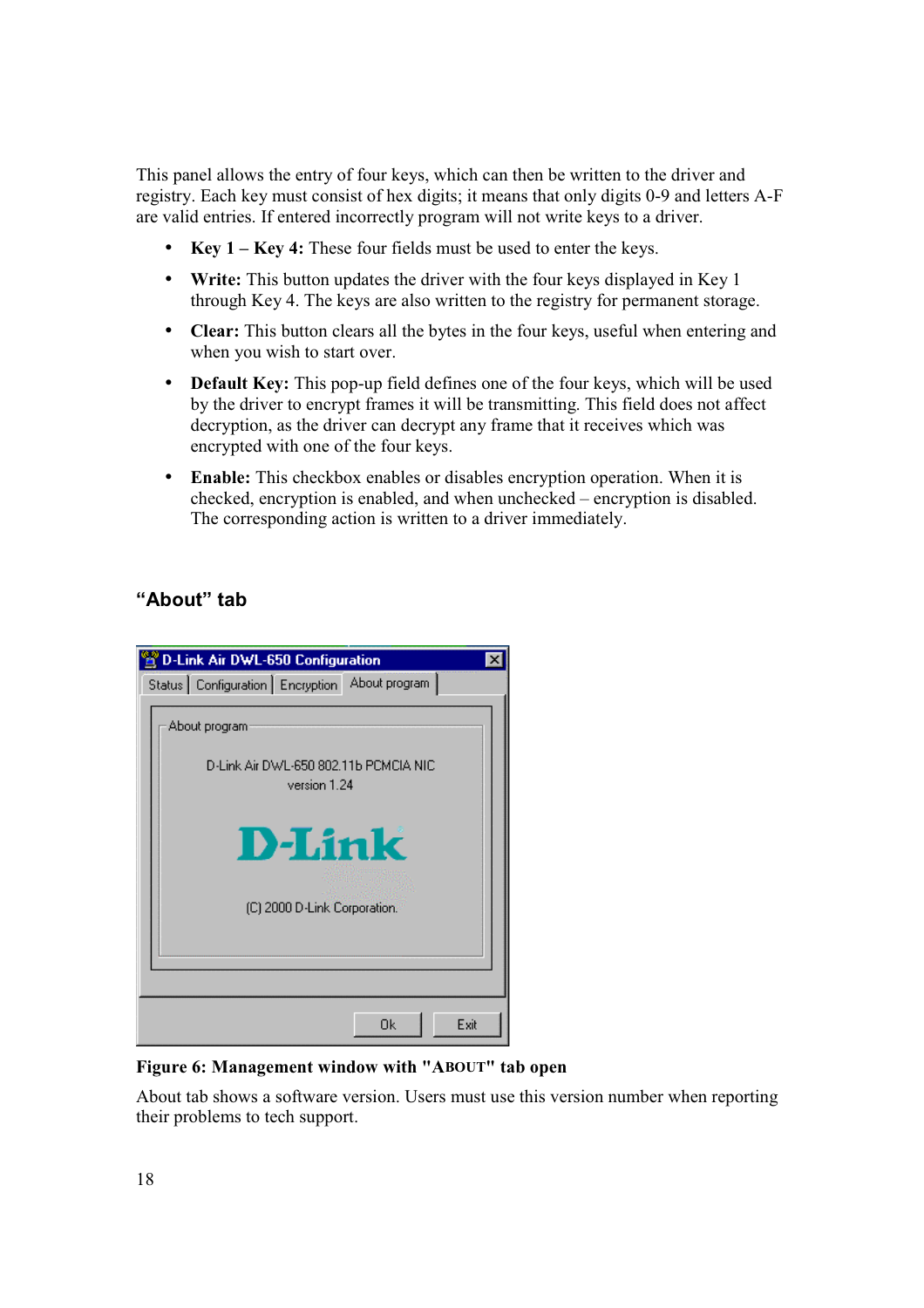This panel allows the entry of four keys, which can then be written to the driver and registry. Each key must consist of hex digits; it means that only digits 0-9 and letters A-F are valid entries. If entered incorrectly program will not write keys to a driver.

- **Key 1 – Key 4:** These four fields must be used to enter the keys.
- **Write:** This button updates the driver with the four keys displayed in Key 1 through Key 4. The keys are also written to the registry for permanent storage.
- **Clear:** This button clears all the bytes in the four keys, useful when entering and when you wish to start over.
- **Default Key:** This pop-up field defines one of the four keys, which will be used by the driver to encrypt frames it will be transmitting. This field does not affect decryption, as the driver can decrypt any frame that it receives which was encrypted with one of the four keys.
- **Enable:** This checkbox enables or disables encryption operation. When it is checked, encryption is enabled, and when unchecked – encryption is disabled. The corresponding action is written to a driver immediately.

## “About” tab

D-Link Air DWL-650 Configuration

Status | Configuration | Encryption | About program

About program

D-Link Air DWL-650 802.11b PCMCIA NIC
version 1.24

D-Link

(C) 2000 D-Link Corporation.

Ok | Exit

**Figure 6: Management window with "ABOUT" tab open**

About tab shows a software version. Users must use this version number when reporting their problems to tech support.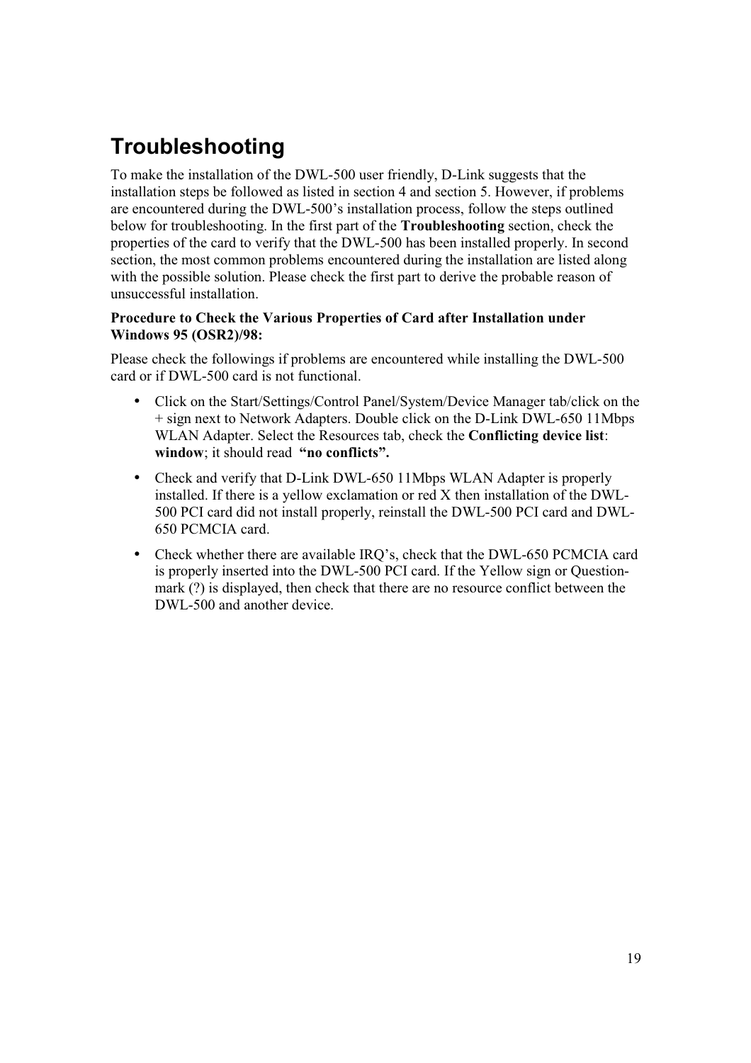# Troubleshooting

To make the installation of the DWL-500 user friendly, D-Link suggests that the installation steps be followed as listed in section 4 and section 5. However, if problems are encountered during the DWL-500's installation process, follow the steps outlined below for troubleshooting. In the first part of the **Troubleshooting** section, check the properties of the card to verify that the DWL-500 has been installed properly. In second section, the most common problems encountered during the installation are listed along with the possible solution. Please check the first part to derive the probable reason of unsuccessful installation.

**Procedure to Check the Various Properties of Card after Installation under Windows 95 (OSR2)/98:**

Please check the followings if problems are encountered while installing the DWL-500 card or if DWL-500 card is not functional.

- Click on the Start/Settings/Control Panel/System/Device Manager tab/click on the + sign next to Network Adapters. Double click on the D-Link DWL-650 11Mbps WLAN Adapter. Select the Resources tab, check the **Conflicting device list**: **window**; it should read **"no conflicts".**
- Check and verify that D-Link DWL-650 11Mbps WLAN Adapter is properly installed. If there is a yellow exclamation or red X then installation of the DWL-500 PCI card did not install properly, reinstall the DWL-500 PCI card and DWL-650 PCMCIA card.
- Check whether there are available IRQ's, check that the DWL-650 PCMCIA card is properly inserted into the DWL-500 PCI card. If the Yellow sign or Question-mark (?) is displayed, then check that there are no resource conflict between the DWL-500 and another device.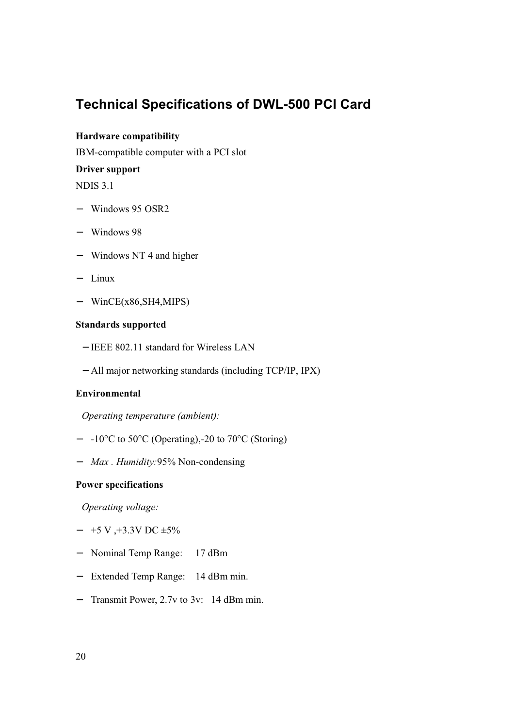## Technical Specifications of DWL-500 PCI Card

**Hardware compatibility**

IBM-compatible computer with a PCI slot

**Driver support**

NDIS 3.1

- Windows 95 OSR2
- Windows 98
- Windows NT 4 and higher
- Linux
- WinCE(x86,SH4,MIPS)

**Standards supported**

- IEEE 802.11 standard for Wireless LAN
- All major networking standards (including TCP/IP, IPX)

**Environmental**

*Operating temperature (ambient):*

- -10°C to 50°C (Operating),-20 to 70°C (Storing)
- *Max . Humidity:*95% Non-condensing

**Power specifications**

*Operating voltage:*

- +5 V ,+3.3V DC ±5%
- Nominal Temp Range: 17 dBm
- Extended Temp Range: 14 dBm min.
- Transmit Power, 2.7v to 3v: 14 dBm min.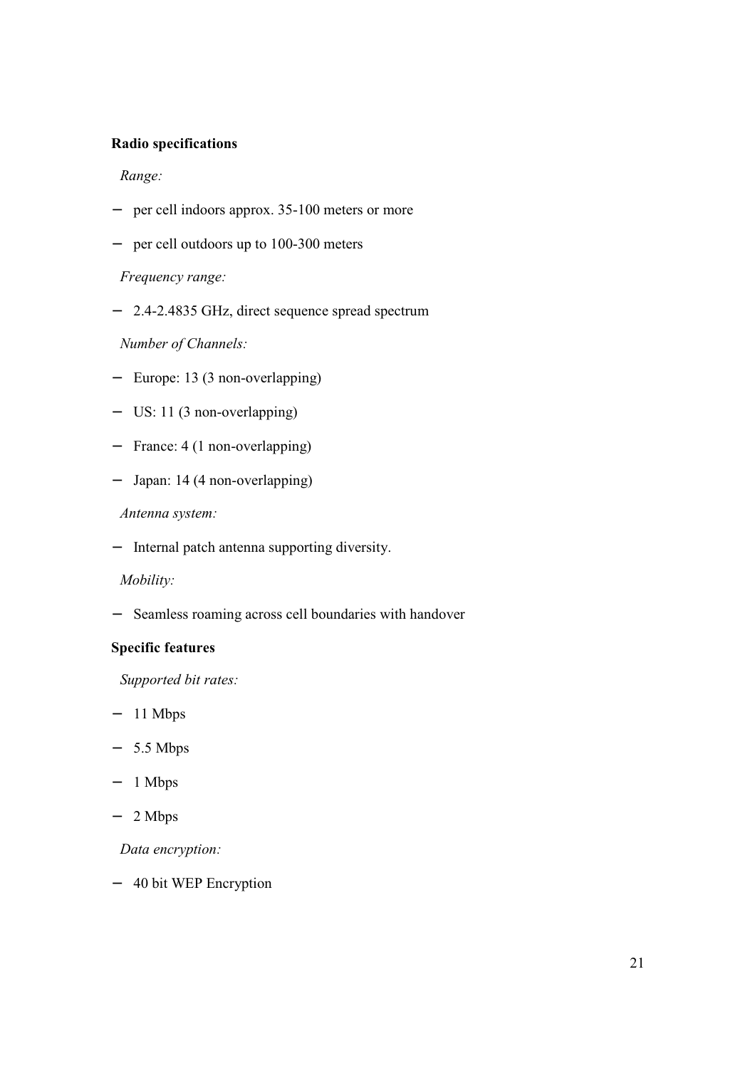**Radio specifications**

*Range:*

- per cell indoors approx. 35-100 meters or more
- per cell outdoors up to 100-300 meters

*Frequency range:*

- 2.4-2.4835 GHz, direct sequence spread spectrum

*Number of Channels:*

- Europe: 13 (3 non-overlapping)
- US: 11 (3 non-overlapping)
- France: 4 (1 non-overlapping)
- Japan: 14 (4 non-overlapping)

*Antenna system:*

- Internal patch antenna supporting diversity.

*Mobility:*

- Seamless roaming across cell boundaries with handover

**Specific features**

*Supported bit rates:*

- 11 Mbps
- 5.5 Mbps
- 1 Mbps
- 2 Mbps

*Data encryption:*

- 40 bit WEP Encryption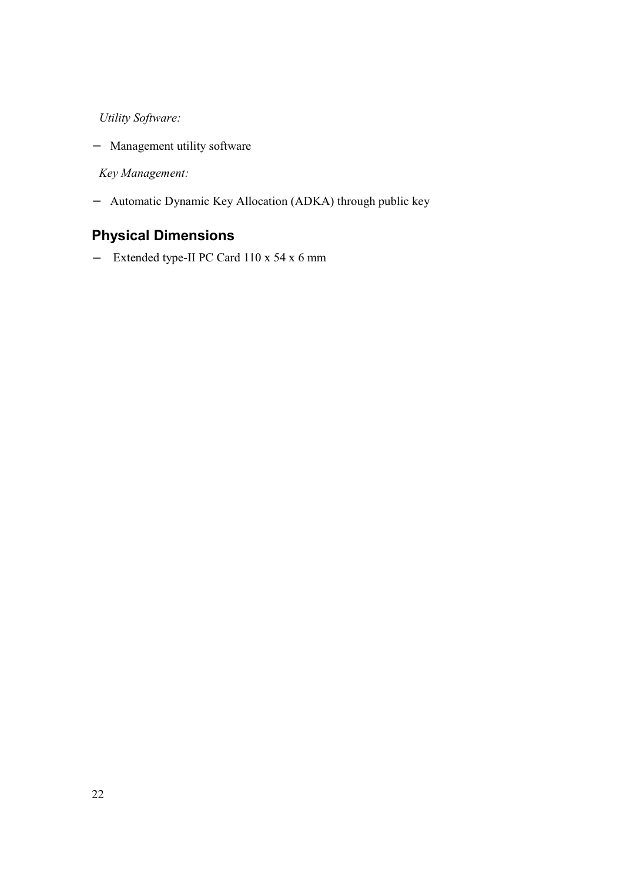*Utility Software:*

- Management utility software

*Key Management:*

- Automatic Dynamic Key Allocation (ADKA) through public key

## Physical Dimensions

- Extended type-II PC Card 110 x 54 x 6 mm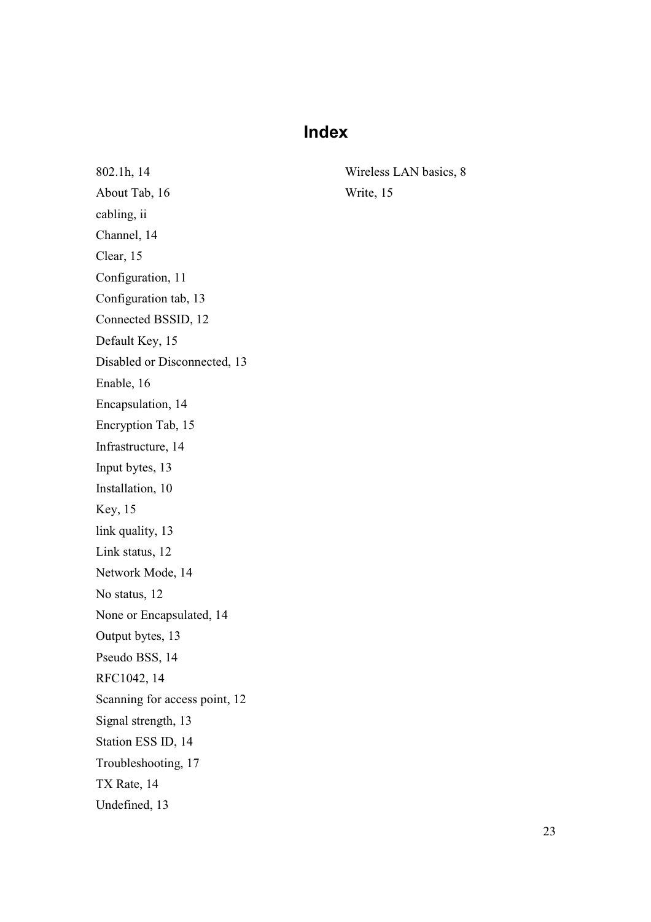# Index

802.1h, 14
About Tab, 16
cabling, ii
Channel, 14
Clear, 15
Configuration, 11
Configuration tab, 13
Connected BSSID, 12
Default Key, 15
Disabled or Disconnected, 13
Enable, 16
Encapsulation, 14
Encryption Tab, 15
Infrastructure, 14
Input bytes, 13
Installation, 10
Key, 15
link quality, 13
Link status, 12
Network Mode, 14
No status, 12
None or Encapsulated, 14
Output bytes, 13
Pseudo BSS, 14
RFC1042, 14
Scanning for access point, 12
Signal strength, 13
Station ESS ID, 14
Troubleshooting, 17
TX Rate, 14
Undefined, 13
Wireless LAN basics, 8
Write, 15